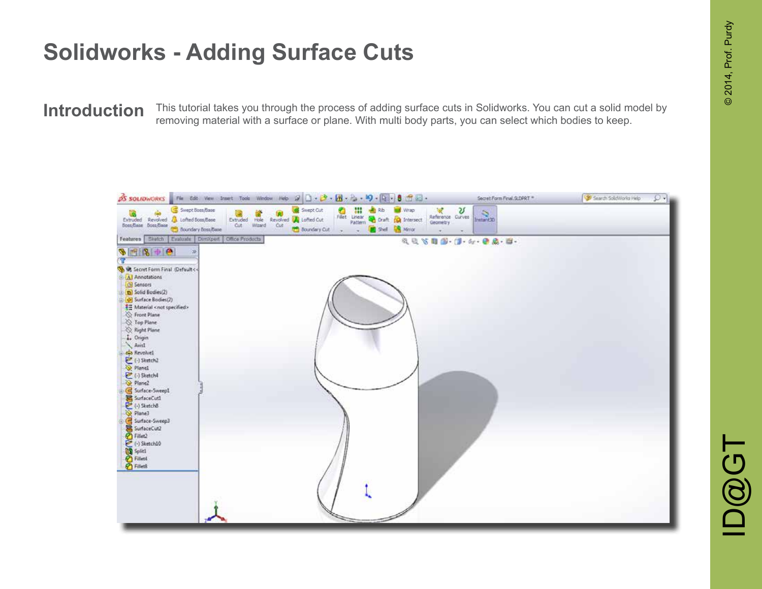# Solidworks - Adding Surface Cuts

## Introduction

This tutorial takes you through the process of adding surface cuts in Solidworks. You can cut a solid model by removing material with a surface or plane. With multi body parts, you can select which bodies to keep.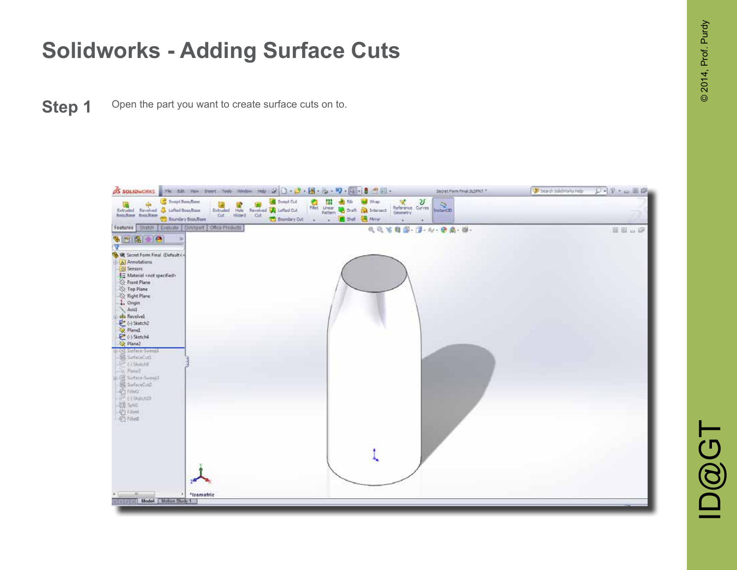# Solidworks - Adding Surface Cuts

**Step 1** Open the part you want to create surface cuts on to.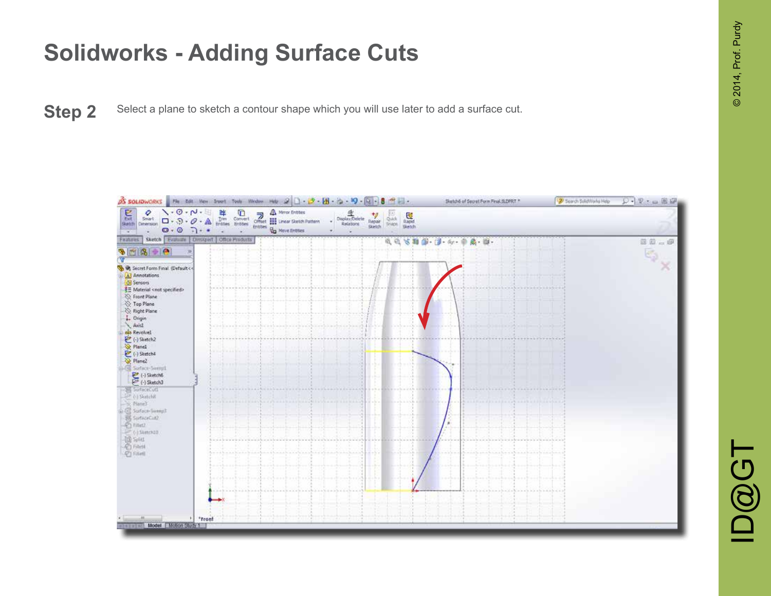# Solidworks - Adding Surface Cuts

## Step 2

Select a plane to sketch a contour shape which you will use later to add a surface cut.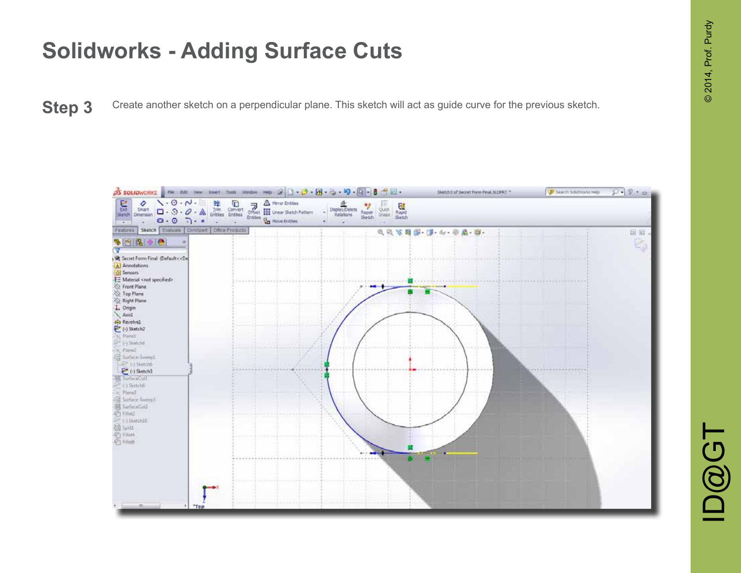# Solidworks - Adding Surface Cuts

**Step 3** Create another sketch on a perpendicular plane. This sketch will act as guide curve for the previous sketch.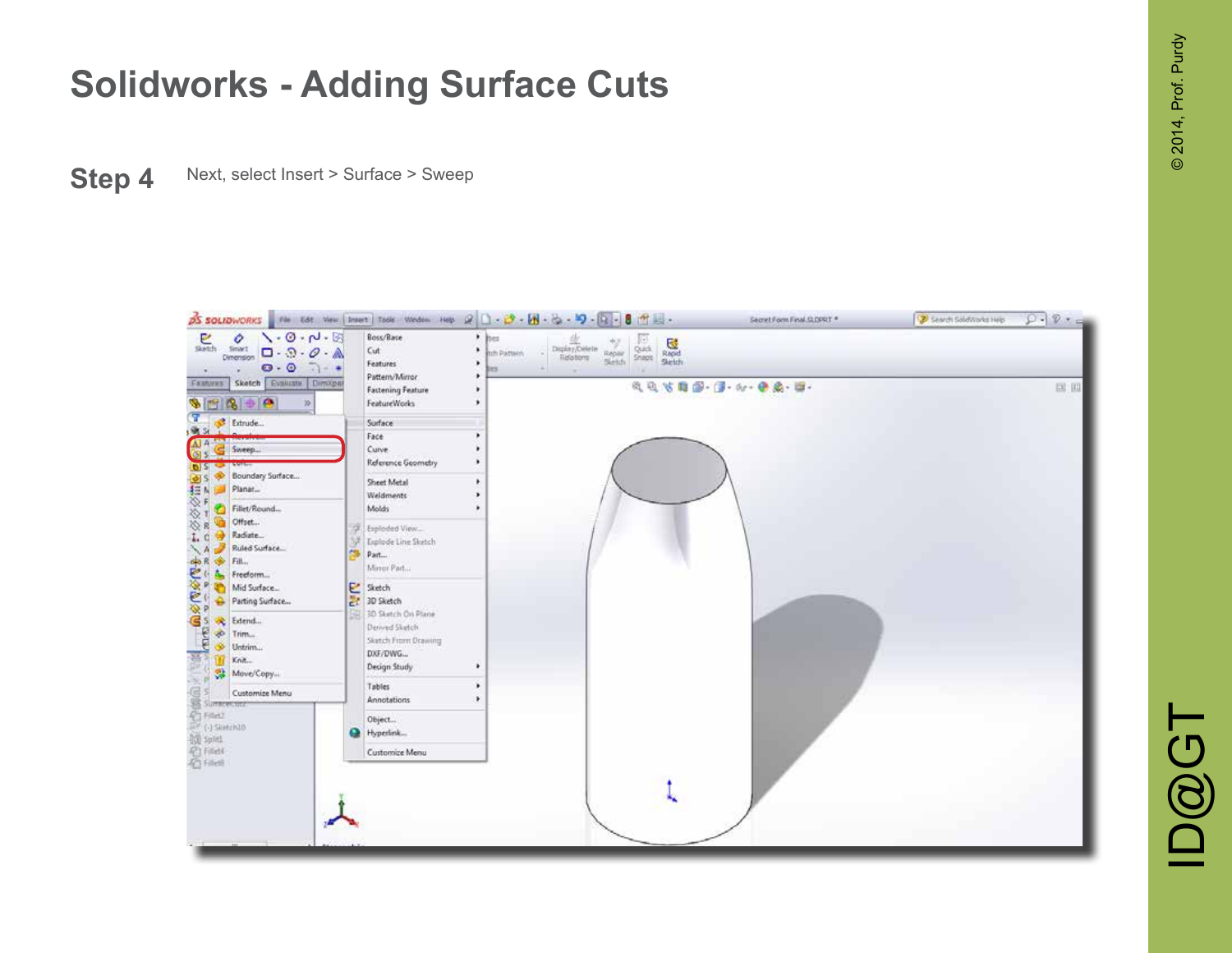# Solidworks - Adding Surface Cuts

**Step 4** Next, select Insert > Surface > Sweep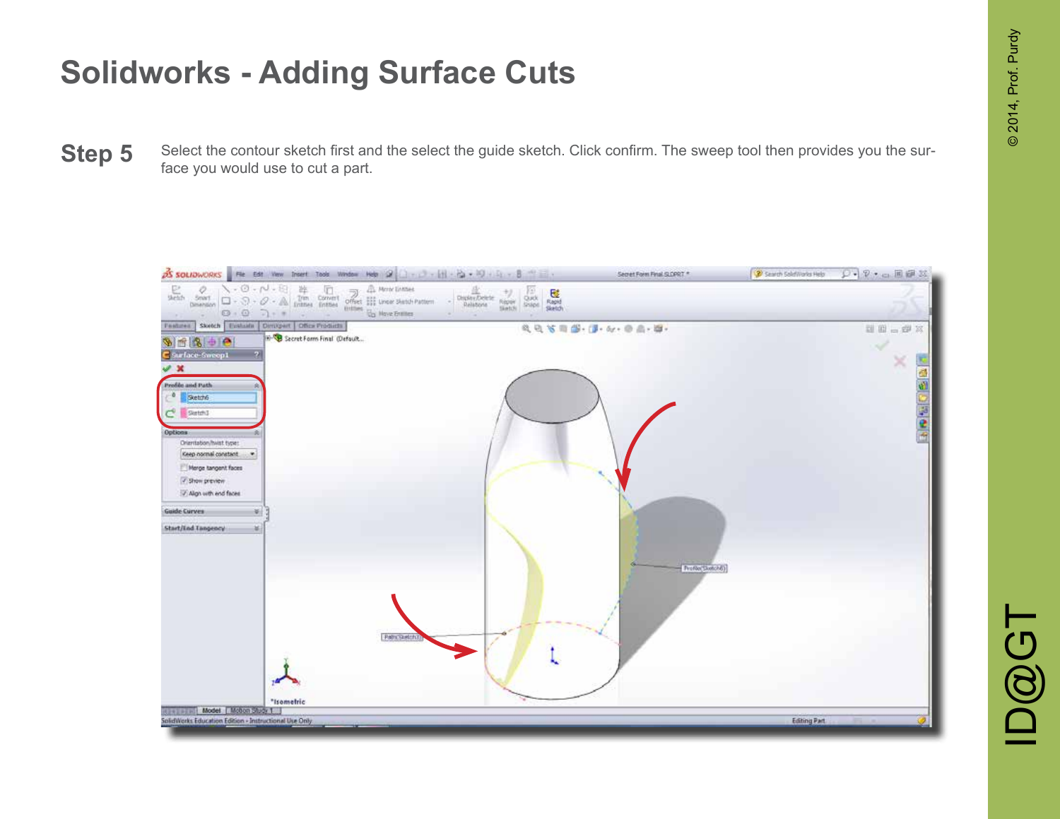# Solidworks - Adding Surface Cuts

## Step 5

Select the contour sketch first and the select the guide sketch. Click confirm. The sweep tool then provides you the surface you would use to cut a part.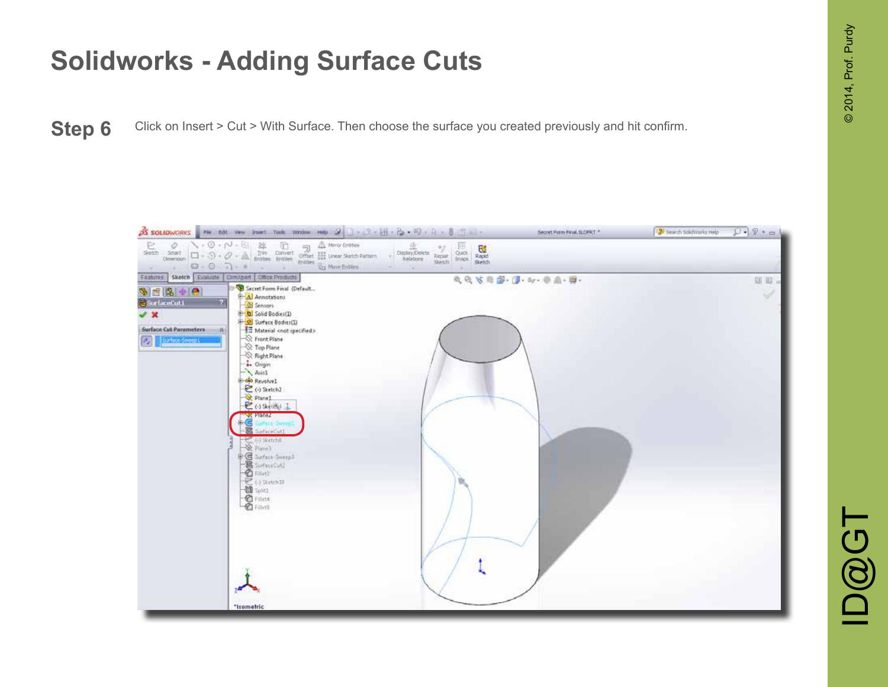# Solidworks - Adding Surface Cuts

**Step 6** Click on Insert > Cut > With Surface. Then choose the surface you created previously and hit confirm.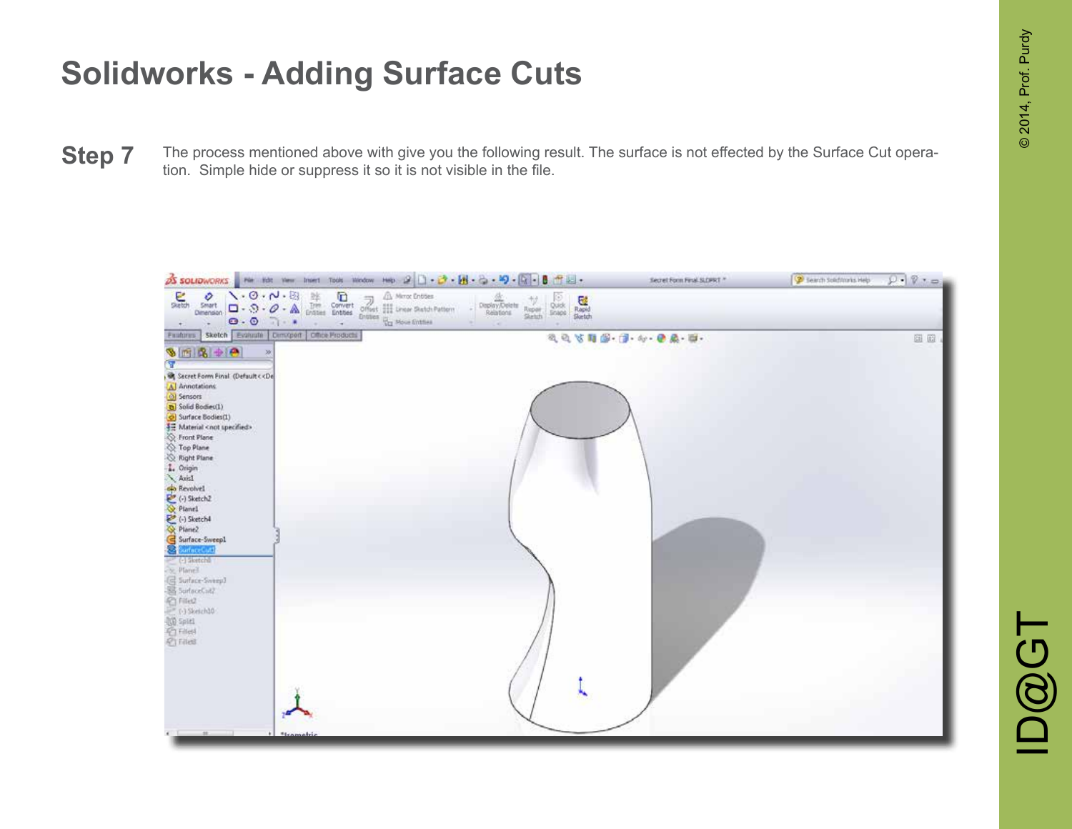# Solidworks - Adding Surface Cuts

**Step 7** The process mentioned above with give you the following result. The surface is not effected by the Surface Cut operation. Simple hide or suppress it so it is not visible in the file.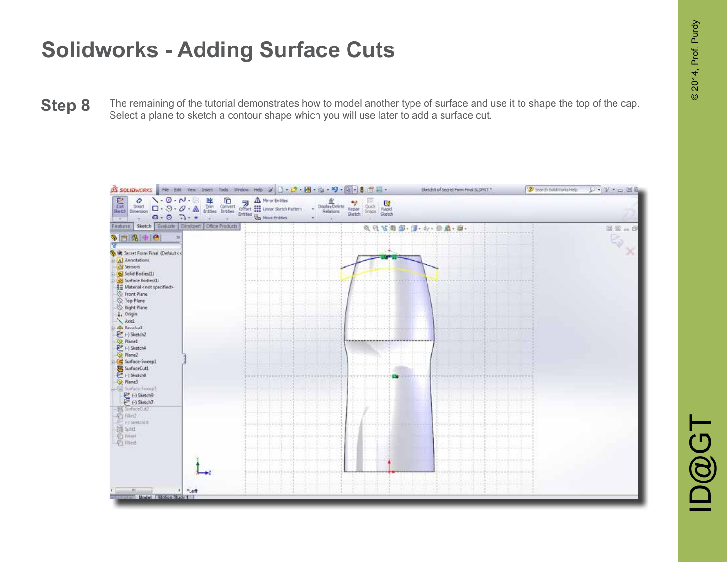# Solidworks - Adding Surface Cuts

**Step 8** The remaining of the tutorial demonstrates how to model another type of surface and use it to shape the top of the cap. Select a plane to sketch a contour shape which you will use later to add a surface cut.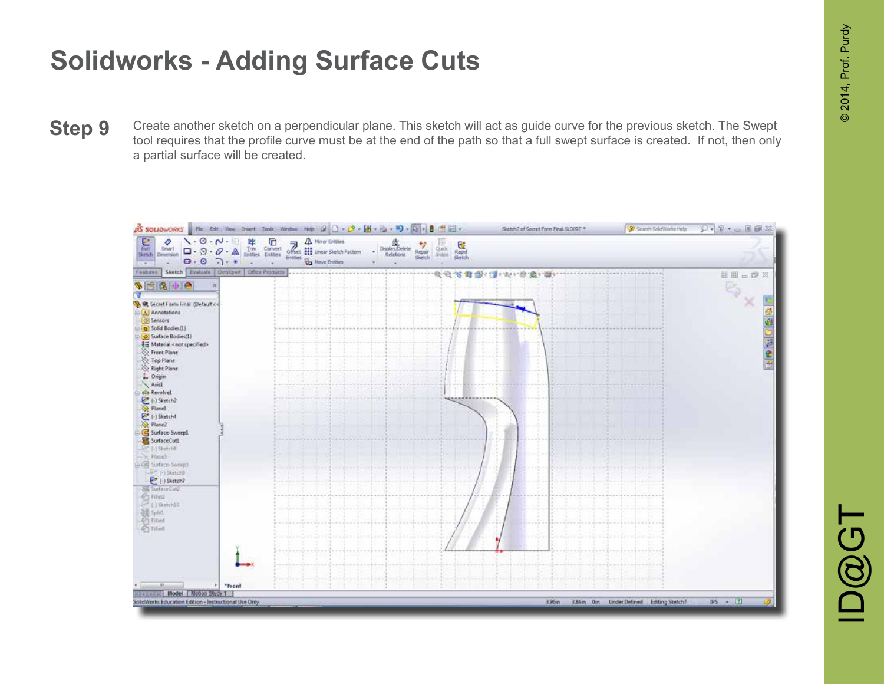# Solidworks - Adding Surface Cuts

## Step 9

Create another sketch on a perpendicular plane. This sketch will act as guide curve for the previous sketch. The Swept tool requires that the profile curve must be at the end of the path so that a full swept surface is created. If not, then only a partial surface will be created.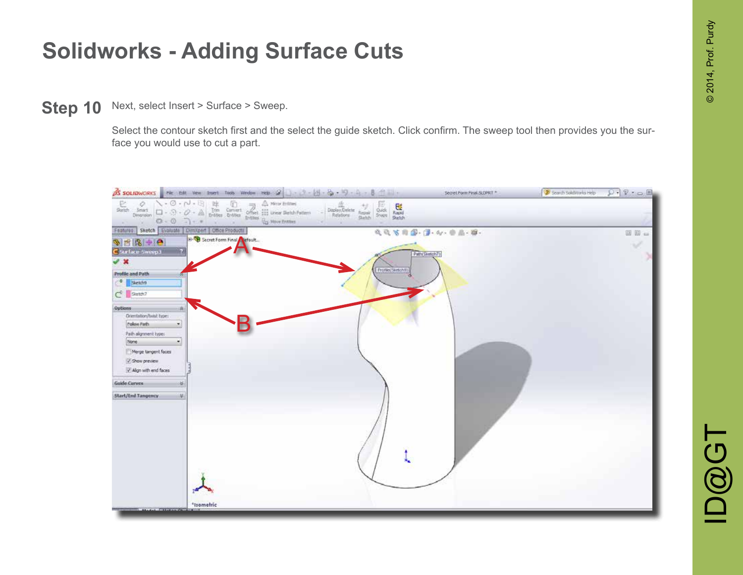# Solidworks - Adding Surface Cuts

## Step 10

Next, select Insert > Surface > Sweep.

Select the contour sketch first and the select the guide sketch. Click confirm. The sweep tool then provides you the surface you would use to cut a part.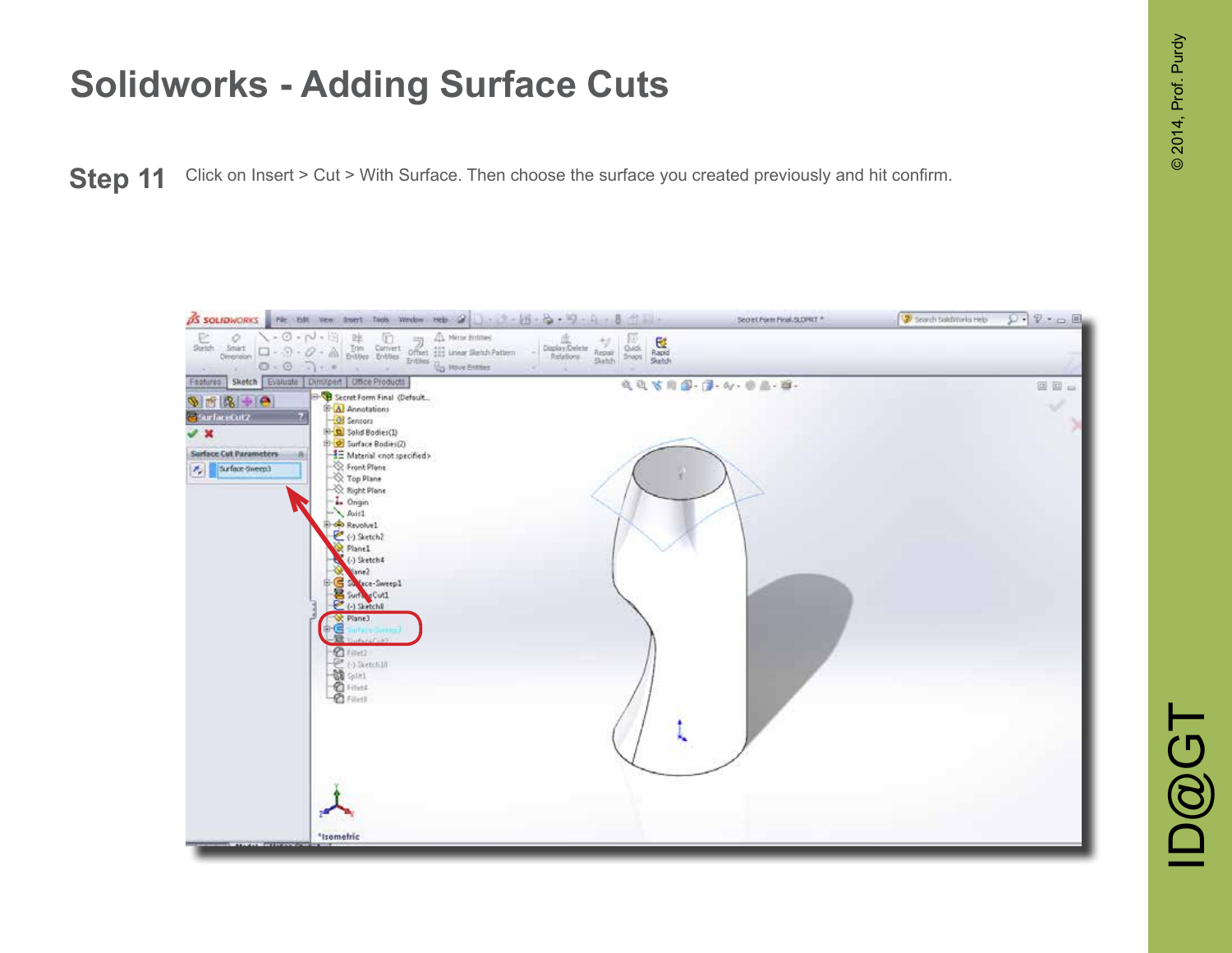# Solidworks - Adding Surface Cuts

**Step 11** Click on Insert > Cut > With Surface. Then choose the surface you created previously and hit confirm.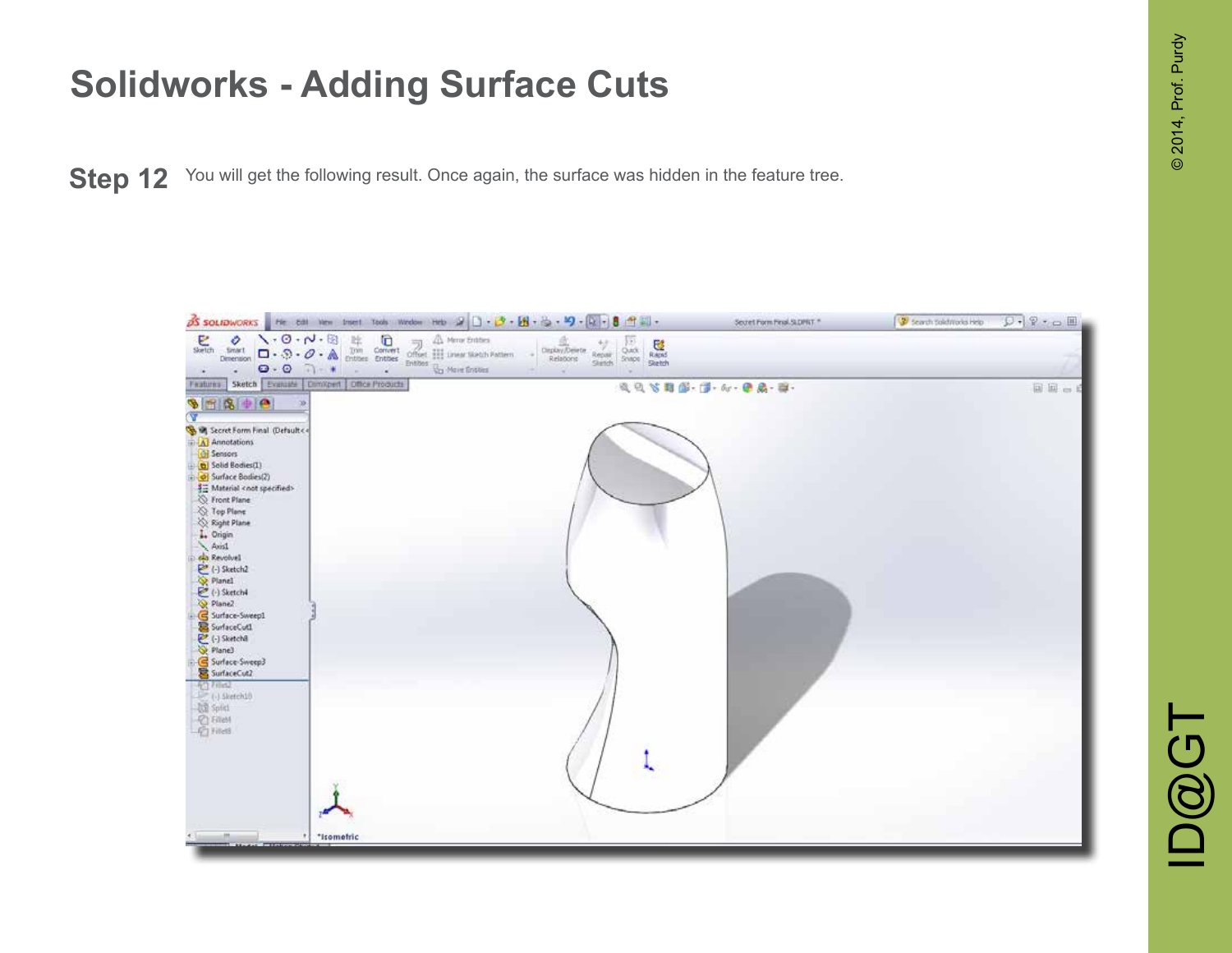# Solidworks - Adding Surface Cuts

**Step 12** You will get the following result. Once again, the surface was hidden in the feature tree.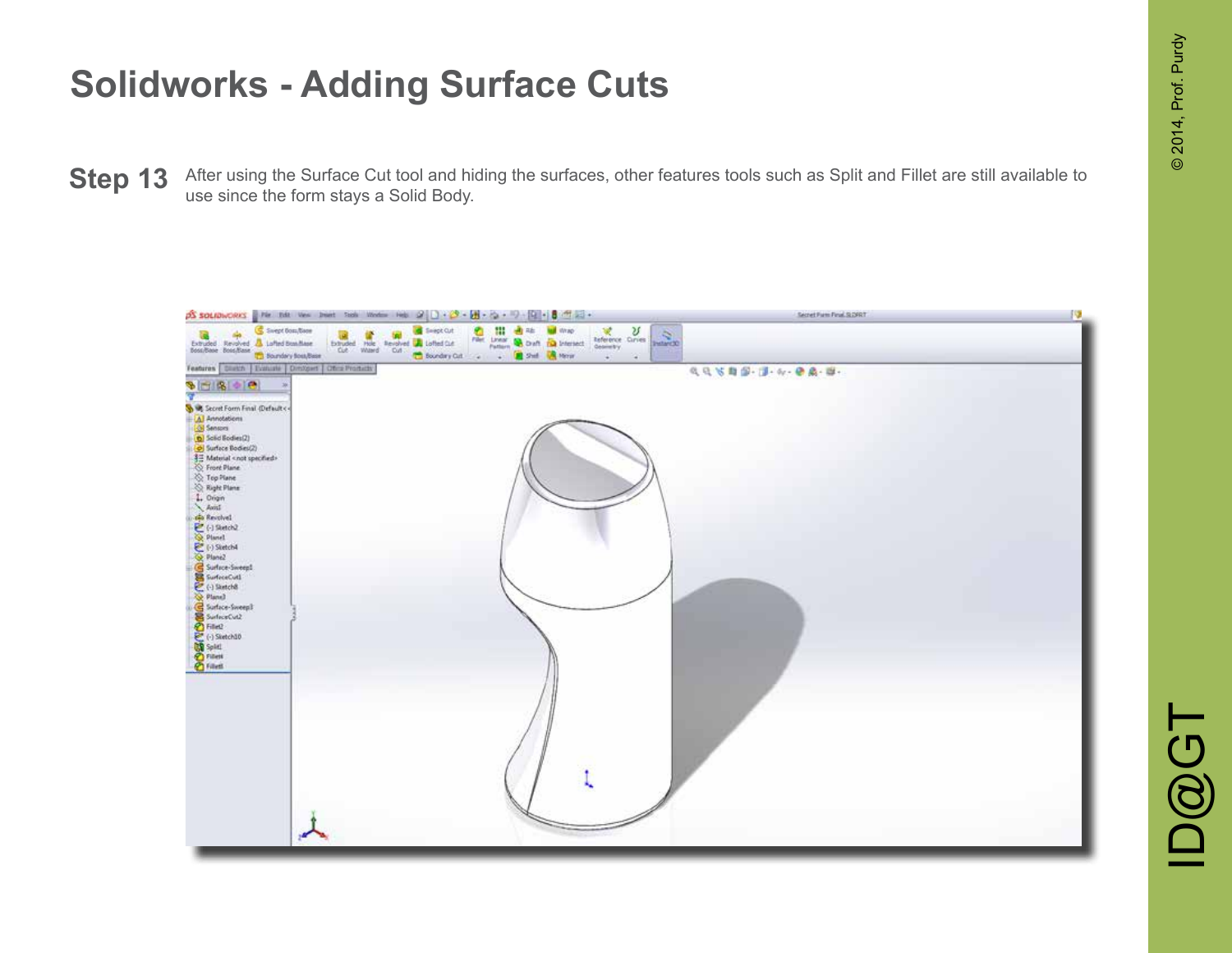# Solidworks - Adding Surface Cuts

**Step 13** After using the Surface Cut tool and hiding the surfaces, other features tools such as Split and Fillet are still available to use since the form stays a Solid Body.